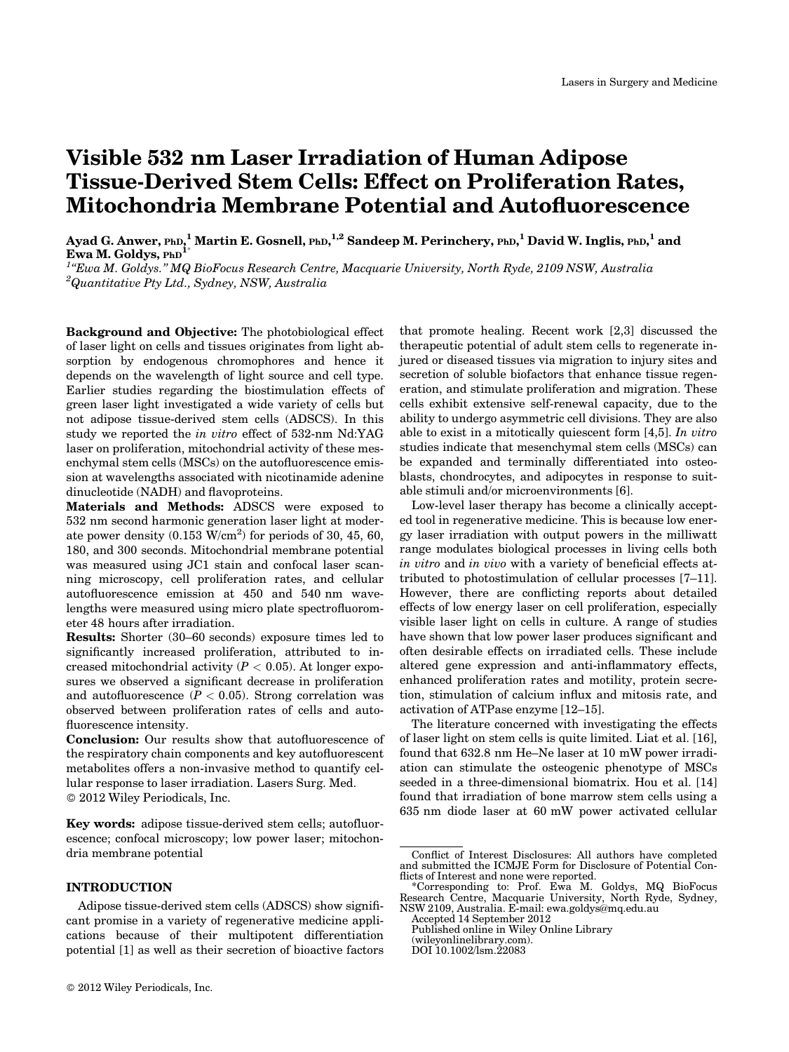# Visible 532 nm Laser Irradiation of Human Adipose Tissue-Derived Stem Cells: Effect on Proliferation Rates, Mitochondria Membrane Potential and Autofluorescence

**Ayad G. Anwer, PhD,[1] Martin E. Gosnell, PhD,[1,2] Sandeep M. Perinchery, PhD,[1] David W. Inglis, PhD,[1] and Ewa M. Goldys, PhD[1*]**

*[1]"Ewa M. Goldys." MQ BioFocus Research Centre, Macquarie University, North Ryde, 2109 NSW, Australia*
*[2]Quantitative Pty Ltd., Sydney, NSW, Australia*

**Background and Objective:** The photobiological effect of laser light on cells and tissues originates from light absorption by endogenous chromophores and hence it depends on the wavelength of light source and cell type. Earlier studies regarding the biostimulation effects of green laser light investigated a wide variety of cells but not adipose tissue-derived stem cells (ADSCS). In this study we reported the *in vitro* effect of 532-nm Nd:YAG laser on proliferation, mitochondrial activity of these mesenchymal stem cells (MSCs) on the autofluorescence emission at wavelengths associated with nicotinamide adenine dinucleotide (NADH) and flavoproteins.

**Materials and Methods:** ADSCS were exposed to 532 nm second harmonic generation laser light at moderate power density (0.153 $W/cm^2$) for periods of 30, 45, 60, 180, and 300 seconds. Mitochondrial membrane potential was measured using JC1 stain and confocal laser scanning microscopy, cell proliferation rates, and cellular autofluorescence emission at 450 and 540 nm wavelengths were measured using micro plate spectrofluorometer 48 hours after irradiation.

**Results:** Shorter (30–60 seconds) exposure times led to significantly increased proliferation, attributed to increased mitochondrial activity ($P < 0.05$). At longer exposures we observed a significant decrease in proliferation and autofluorescence ($P < 0.05$). Strong correlation was observed between proliferation rates of cells and autofluorescence intensity.

**Conclusion:** Our results show that autofluorescence of the respiratory chain components and key autofluorescent metabolites offers a non-invasive method to quantify cellular response to laser irradiation. Lasers Surg. Med. © 2012 Wiley Periodicals, Inc.

**Key words:** adipose tissue-derived stem cells; autofluorescence; confocal microscopy; low power laser; mitochondria membrane potential

## INTRODUCTION

Adipose tissue-derived stem cells (ADSCS) show significant promise in a variety of regenerative medicine applications because of their multipotent differentiation potential [1] as well as their secretion of bioactive factors that promote healing. Recent work [2,3] discussed the therapeutic potential of adult stem cells to regenerate injured or diseased tissues via migration to injury sites and secretion of soluble biofactors that enhance tissue regeneration, and stimulate proliferation and migration. These cells exhibit extensive self-renewal capacity, due to the ability to undergo asymmetric cell divisions. They are also able to exist in a mitotically quiescent form [4,5]. *In vitro* studies indicate that mesenchymal stem cells (MSCs) can be expanded and terminally differentiated into osteoblasts, chondrocytes, and adipocytes in response to suitable stimuli and/or microenvironments [6].

Low-level laser therapy has become a clinically accepted tool in regenerative medicine. This is because low energy laser irradiation with output powers in the milliwatt range modulates biological processes in living cells both *in vitro* and *in vivo* with a variety of beneficial effects attributed to photostimulation of cellular processes [7–11]. However, there are conflicting reports about detailed effects of low energy laser on cell proliferation, especially visible laser light on cells in culture. A range of studies have shown that low power laser produces significant and often desirable effects on irradiated cells. These include altered gene expression and anti-inflammatory effects, enhanced proliferation rates and motility, protein secretion, stimulation of calcium influx and mitosis rate, and activation of ATPase enzyme [12–15].

The literature concerned with investigating the effects of laser light on stem cells is quite limited. Liat et al. [16], found that 632.8 nm He–Ne laser at 10 mW power irradiation can stimulate the osteogenic phenotype of MSCs seeded in a three-dimensional biomatrix. Hou et al. [14] found that irradiation of bone marrow stem cells using a 635 nm diode laser at 60 mW power activated cellular

Conflict of Interest Disclosures: All authors have completed and submitted the ICMJE Form for Disclosure of Potential Conflicts of Interest and none were reported.

*Corresponding to: Prof. Ewa M. Goldys, MQ BioFocus Research Centre, Macquarie University, North Ryde, Sydney, NSW 2109, Australia. E-mail: ewa.goldys@mq.edu.au

Accepted 14 September 2012
Published online in Wiley Online Library (wileyonlinelibrary.com).
DOI 10.1002/lsm.22083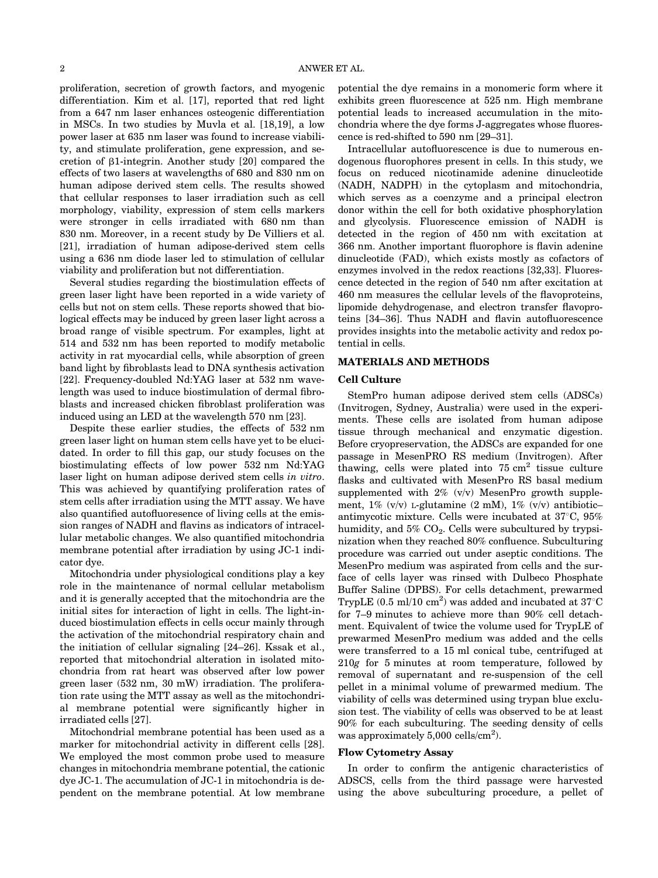proliferation, secretion of growth factors, and myogenic differentiation. Kim et al. [17], reported that red light from a 647 nm laser enhances osteogenic differentiation in MSCs. In two studies by Muvla et al. [18,19], a low power laser at 635 nm laser was found to increase viability, and stimulate proliferation, gene expression, and secretion of β1-integrin. Another study [20] compared the effects of two lasers at wavelengths of 680 and 830 nm on human adipose derived stem cells. The results showed that cellular responses to laser irradiation such as cell morphology, viability, expression of stem cells markers were stronger in cells irradiated with 680 nm than 830 nm. Moreover, in a recent study by De Villiers et al. [21], irradiation of human adipose-derived stem cells using a 636 nm diode laser led to stimulation of cellular viability and proliferation but not differentiation.

Several studies regarding the biostimulation effects of green laser light have been reported in a wide variety of cells but not on stem cells. These reports showed that biological effects may be induced by green laser light across a broad range of visible spectrum. For examples, light at 514 and 532 nm has been reported to modify metabolic activity in rat myocardial cells, while absorption of green band light by fibroblasts lead to DNA synthesis activation [22]. Frequency-doubled Nd:YAG laser at 532 nm wavelength was used to induce biostimulation of dermal fibroblasts and increased chicken fibroblast proliferation was induced using an LED at the wavelength 570 nm [23].

Despite these earlier studies, the effects of 532 nm green laser light on human stem cells have yet to be elucidated. In order to fill this gap, our study focuses on the biostimulating effects of low power 532 nm Nd:YAG laser light on human adipose derived stem cells *in vitro*. This was achieved by quantifying proliferation rates of stem cells after irradiation using the MTT assay. We have also quantified autofluorescence of living cells at the emission ranges of NADH and flavins as indicators of intracellular metabolic changes. We also quantified mitochondria membrane potential after irradiation by using JC-1 indicator dye.

Mitochondria under physiological conditions play a key role in the maintenance of normal cellular metabolism and it is generally accepted that the mitochondria are the initial sites for interaction of light in cells. The light-induced biostimulation effects in cells occur mainly through the activation of the mitochondrial respiratory chain and the initiation of cellular signaling [24–26]. Kssak et al., reported that mitochondrial alteration in isolated mitochondria from rat heart was observed after low power green laser (532 nm, 30 mW) irradiation. The proliferation rate using the MTT assay as well as the mitochondrial membrane potential were significantly higher in irradiated cells [27].

Mitochondrial membrane potential has been used as a marker for mitochondrial activity in different cells [28]. We employed the most common probe used to measure changes in mitochondria membrane potential, the cationic dye JC-1. The accumulation of JC-1 in mitochondria is dependent on the membrane potential. At low membrane potential the dye remains in a monomeric form where it exhibits green fluorescence at 525 nm. High membrane potential leads to increased accumulation in the mitochondria where the dye forms J-aggregates whose fluorescence is red-shifted to 590 nm [29–31].

Intracellular autofluorescence is due to numerous endogenous fluorophores present in cells. In this study, we focus on reduced nicotinamide adenine dinucleotide (NADH, NADPH) in the cytoplasm and mitochondria, which serves as a coenzyme and a principal electron donor within the cell for both oxidative phosphorylation and glycolysis. Fluorescence emission of NADH is detected in the region of 450 nm with excitation at 366 nm. Another important fluorophore is flavin adenine dinucleotide (FAD), which exists mostly as cofactors of enzymes involved in the redox reactions [32,33]. Fluorescence detected in the region of 540 nm after excitation at 460 nm measures the cellular levels of the flavoproteins, lipomide dehydrogenase, and electron transfer flavoproteins [34–36]. Thus NADH and flavin autofluorescence provides insights into the metabolic activity and redox potential in cells.

## MATERIALS AND METHODS

### Cell Culture

StemPro human adipose derived stem cells (ADSCs) (Invitrogen, Sydney, Australia) were used in the experiments. These cells are isolated from human adipose tissue through mechanical and enzymatic digestion. Before cryopreservation, the ADSCs are expanded for one passage in MesenPRO RS medium (Invitrogen). After thawing, cells were plated into 75 $cm^2$ tissue culture flasks and cultivated with MesenPro RS basal medium supplemented with 2% (v/v) MesenPro growth supplement, 1% (v/v) L-glutamine (2 mM), 1% (v/v) antibiotic–antimycotic mixture. Cells were incubated at 37°C, 95% humidity, and 5% $CO_2$. Cells were subcultured by trypsinization when they reached 80% confluence. Subculturing procedure was carried out under aseptic conditions. The MesenPro medium was aspirated from cells and the surface of cells layer was rinsed with Dulbeco Phosphate Buffer Saline (DPBS). For cells detachment, prewarmed TrypLE (0.5 ml/10 $cm^2$) was added and incubated at 37°C for 7–9 minutes to achieve more than 90% cell detachment. Equivalent of twice the volume used for TrypLE of prewarmed MesenPro medium was added and the cells were transferred to a 15 ml conical tube, centrifuged at 210*g* for 5 minutes at room temperature, followed by removal of supernatant and re-suspension of the cell pellet in a minimal volume of prewarmed medium. The viability of cells was determined using trypan blue exclusion test. The viability of cells was observed to be at least 90% for each subculturing. The seeding density of cells was approximately 5,000 cells/$cm^2$).

### Flow Cytometry Assay

In order to confirm the antigenic characteristics of ADSCS, cells from the third passage were harvested using the above subculturing procedure, a pellet of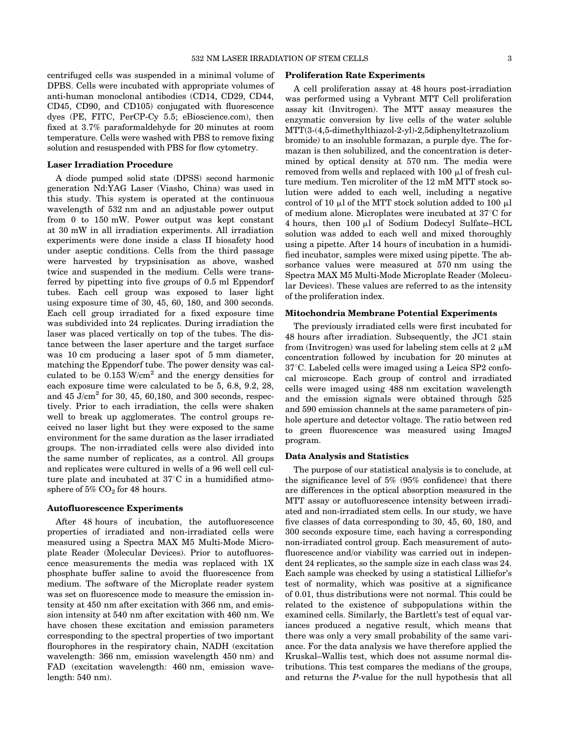centrifuged cells was suspended in a minimal volume of DPBS. Cells were incubated with appropriate volumes of anti-human monoclonal antibodies (CD14, CD29, CD44, CD45, CD90, and CD105) conjugated with fluorescence dyes (PE, FITC, PerCP-Cy 5.5; eBioscience.com), then fixed at 3.7% paraformaldehyde for 20 minutes at room temperature. Cells were washed with PBS to remove fixing solution and resuspended with PBS for flow cytometry.

### Laser Irradiation Procedure

A diode pumped solid state (DPSS) second harmonic generation Nd:YAG Laser (Viasho, China) was used in this study. This system is operated at the continuous wavelength of 532 nm and an adjustable power output from 0 to 150 mW. Power output was kept constant at 30 mW in all irradiation experiments. All irradiation experiments were done inside a class II biosafety hood under aseptic conditions. Cells from the third passage were harvested by trypsinisation as above, washed twice and suspended in the medium. Cells were transferred by pipetting into five groups of 0.5 ml Eppendorf tubes. Each cell group was exposed to laser light using exposure time of 30, 45, 60, 180, and 300 seconds. Each cell group irradiated for a fixed exposure time was subdivided into 24 replicates. During irradiation the laser was placed vertically on top of the tubes. The distance between the laser aperture and the target surface was 10 cm producing a laser spot of 5 mm diameter, matching the Eppendorf tube. The power density was calculated to be 0.153 W/cm$^2$ and the energy densities for each exposure time were calculated to be 5, 6.8, 9.2, 28, and 45 J/cm$^2$ for 30, 45, 60,180, and 300 seconds, respectively. Prior to each irradiation, the cells were shaken well to break up agglomerates. The control groups received no laser light but they were exposed to the same environment for the same duration as the laser irradiated groups. The non-irradiated cells were also divided into the same number of replicates, as a control. All groups and replicates were cultured in wells of a 96 well cell culture plate and incubated at 37°C in a humidified atmosphere of 5% $CO_2$ for 48 hours.

### Autofluorescence Experiments

After 48 hours of incubation, the autofluorescence properties of irradiated and non-irradiated cells were measured using a Spectra MAX M5 Multi-Mode Microplate Reader (Molecular Devices). Prior to autofluorescence measurements the media was replaced with 1X phosphate buffer saline to avoid the fluorescence from medium. The software of the Microplate reader system was set on fluorescence mode to measure the emission intensity at 450 nm after excitation with 366 nm, and emission intensity at 540 nm after excitation with 460 nm. We have chosen these excitation and emission parameters corresponding to the spectral properties of two important flourophores in the respiratory chain, NADH (excitation wavelength: 366 nm, emission wavelength 450 nm) and FAD (excitation wavelength: 460 nm, emission wavelength: 540 nm).

### Proliferation Rate Experiments

A cell proliferation assay at 48 hours post-irradiation was performed using a Vybrant MTT Cell proliferation assay kit (Invitrogen). The MTT assay measures the enzymatic conversion by live cells of the water soluble MTT(3-(4,5-dimethylthiazol-2-yl)-2,5diphenyltetrazolium bromide) to an insoluble formazan, a purple dye. The formazan is then solubilized, and the concentration is determined by optical density at 570 nm. The media were removed from wells and replaced with 100 μl of fresh culture medium. Ten microliter of the 12 mM MTT stock solution were added to each well, including a negative control of 10 μl of the MTT stock solution added to 100 μl of medium alone. Microplates were incubated at 37°C for 4 hours, then 100 μl of Sodium Dodecyl Sulfate–HCL solution was added to each well and mixed thoroughly using a pipette. After 14 hours of incubation in a humidified incubator, samples were mixed using pipette. The absorbance values were measured at 570 nm using the Spectra MAX M5 Multi-Mode Microplate Reader (Molecular Devices). These values are referred to as the intensity of the proliferation index.

### Mitochondria Membrane Potential Experiments

The previously irradiated cells were first incubated for 48 hours after irradiation. Subsequently, the JC1 stain from (Invitrogen) was used for labeling stem cells at 2 μM concentration followed by incubation for 20 minutes at 37°C. Labeled cells were imaged using a Leica SP2 confocal microscope. Each group of control and irradiated cells were imaged using 488 nm excitation wavelength and the emission signals were obtained through 525 and 590 emission channels at the same parameters of pinhole aperture and detector voltage. The ratio between red to green fluorescence was measured using ImageJ program.

### Data Analysis and Statistics

The purpose of our statistical analysis is to conclude, at the significance level of 5% (95% confidence) that there are differences in the optical absorption measured in the MTT assay or autofluorescence intensity between irradiated and non-irradiated stem cells. In our study, we have five classes of data corresponding to 30, 45, 60, 180, and 300 seconds exposure time, each having a corresponding non-irradiated control group. Each measurement of autofluorescence and/or viability was carried out in independent 24 replicates, so the sample size in each class was 24. Each sample was checked by using a statistical Lilliefor's test of normality, which was positive at a significance of 0.01, thus distributions were not normal. This could be related to the existence of subpopulations within the examined cells. Similarly, the Bartlett's test of equal variances produced a negative result, which means that there was only a very small probability of the same variance. For the data analysis we have therefore applied the Kruskal–Wallis test, which does not assume normal distributions. This test compares the medians of the groups, and returns the $P$-value for the null hypothesis that all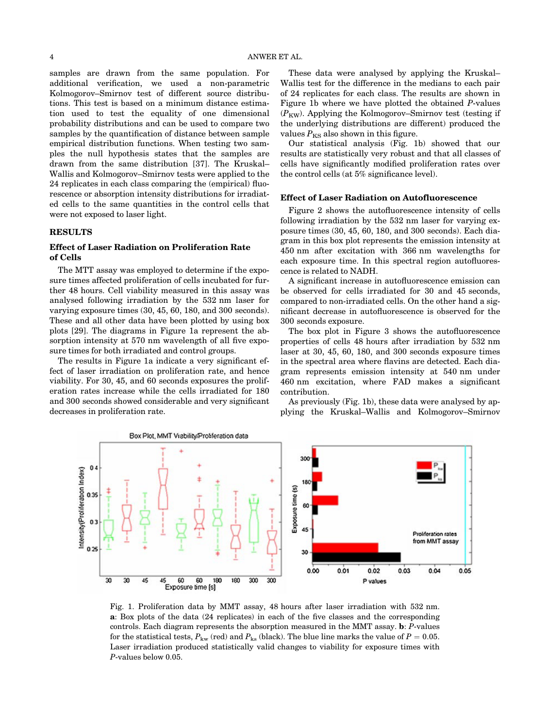samples are drawn from the same population. For additional verification, we used a non-parametric Kolmogorov–Smirnov test of different source distributions. This test is based on a minimum distance estimation used to test the equality of one dimensional probability distributions and can be used to compare two samples by the quantification of distance between sample empirical distribution functions. When testing two samples the null hypothesis states that the samples are drawn from the same distribution [37]. The Kruskal–Wallis and Kolmogorov–Smirnov tests were applied to the 24 replicates in each class comparing the (empirical) fluorescence or absorption intensity distributions for irradiated cells to the same quantities in the control cells that were not exposed to laser light.

## RESULTS

### Effect of Laser Radiation on Proliferation Rate of Cells

The MTT assay was employed to determine if the exposure times affected proliferation of cells incubated for further 48 hours. Cell viability measured in this assay was analysed following irradiation by the 532 nm laser for varying exposure times (30, 45, 60, 180, and 300 seconds). These and all other data have been plotted by using box plots [29]. The diagrams in Figure 1a represent the absorption intensity at 570 nm wavelength of all five exposure times for both irradiated and control groups.

The results in Figure 1a indicate a very significant effect of laser irradiation on proliferation rate, and hence viability. For 30, 45, and 60 seconds exposures the proliferation rates increase while the cells irradiated for 180 and 300 seconds showed considerable and very significant decreases in proliferation rate.

These data were analysed by applying the Kruskal–Wallis test for the difference in the medians to each pair of 24 replicates for each class. The results are shown in Figure 1b where we have plotted the obtained *P*-values ($P_{KW}$). Applying the Kolmogorov–Smirnov test (testing if the underlying distributions are different) produced the values $P_{KS}$ also shown in this figure.

Our statistical analysis (Fig. 1b) showed that our results are statistically very robust and that all classes of cells have significantly modified proliferation rates over the control cells (at 5% significance level).

### Effect of Laser Radiation on Autofluorescence

Figure 2 shows the autofluorescence intensity of cells following irradiation by the 532 nm laser for varying exposure times (30, 45, 60, 180, and 300 seconds). Each diagram in this box plot represents the emission intensity at 450 nm after excitation with 366 nm wavelengths for each exposure time. In this spectral region autofluorescence is related to NADH.

A significant increase in autofluorescence emission can be observed for cells irradiated for 30 and 45 seconds, compared to non-irradiated cells. On the other hand a significant decrease in autofluorescence is observed for the 300 seconds exposure.

The box plot in Figure 3 shows the autofluorescence properties of cells 48 hours after irradiation by 532 nm laser at 30, 45, 60, 180, and 300 seconds exposure times in the spectral area where flavins are detected. Each diagram represents emission intensity at 540 nm under 460 nm excitation, where FAD makes a significant contribution.

As previously (Fig. 1b), these data were analysed by applying the Kruskal–Wallis and Kolmogorov–Smirnov

Fig. 1. Proliferation data by MMT assay, 48 hours after laser irradiation with 532 nm. **a**: Box plots of the data (24 replicates) in each of the five classes and the corresponding controls. Each diagram represents the absorption measured in the MMT assay. **b**: *P*-values for the statistical tests, $P_{kw}$ (red) and $P_{ks}$ (black). The blue line marks the value of $P = 0.05$. Laser irradiation produced statistically valid changes to viability for exposure times with *P*-values below 0.05.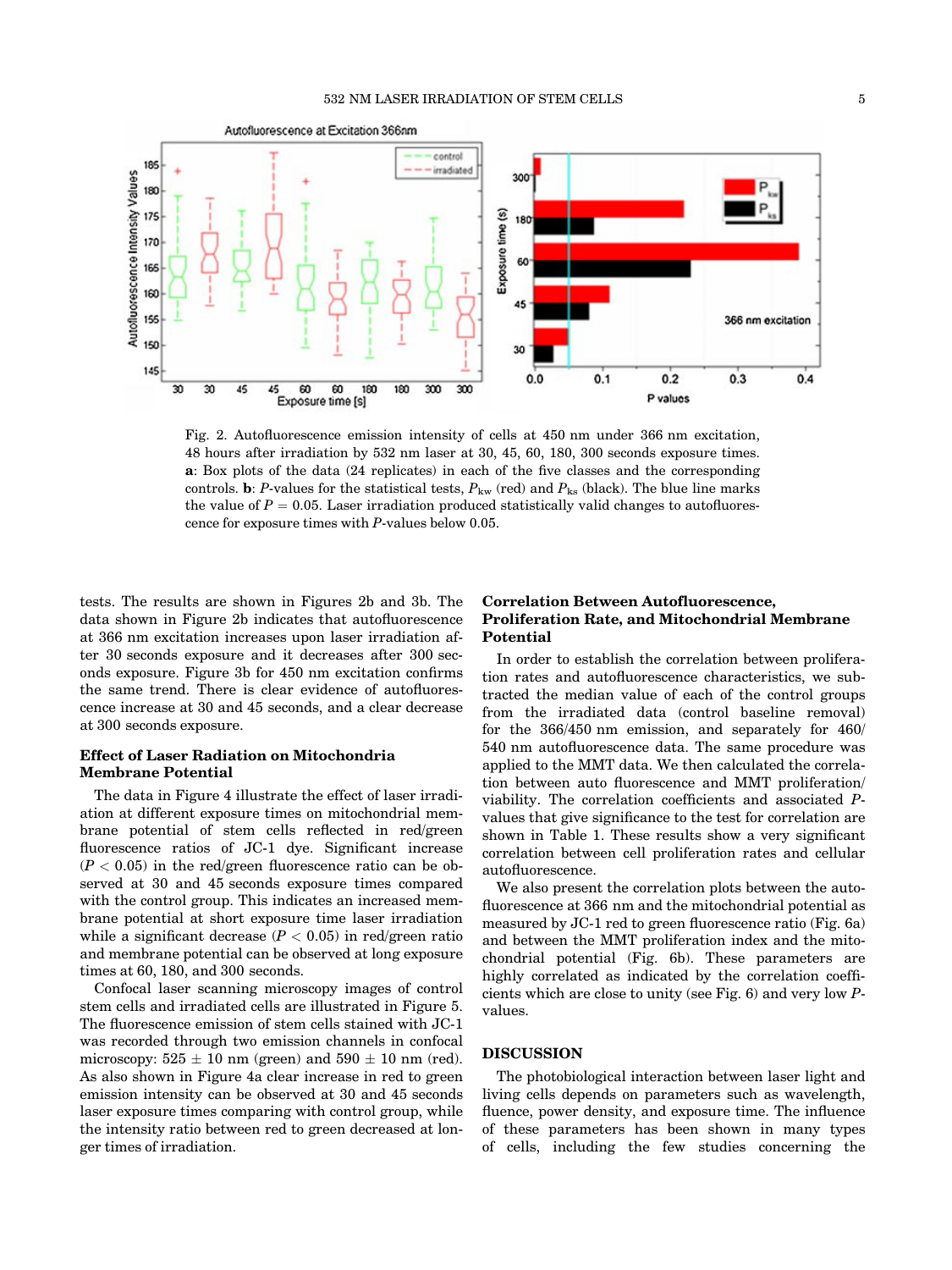Fig. 2. Autofluorescence emission intensity of cells at 450 nm under 366 nm excitation, 48 hours after irradiation by 532 nm laser at 30, 45, 60, 180, 300 seconds exposure times. **a**: Box plots of the data (24 replicates) in each of the five classes and the corresponding controls. **b**: *P*-values for the statistical tests, $P_{kw}$ (red) and $P_{ks}$ (black). The blue line marks the value of $P = 0.05$. Laser irradiation produced statistically valid changes to autofluorescence for exposure times with *P*-values below 0.05.

tests. The results are shown in Figures 2b and 3b. The data shown in Figure 2b indicates that autofluorescence at 366 nm excitation increases upon laser irradiation after 30 seconds exposure and it decreases after 300 seconds exposure. Figure 3b for 450 nm excitation confirms the same trend. There is clear evidence of autofluorescence increase at 30 and 45 seconds, and a clear decrease at 300 seconds exposure.

### Effect of Laser Radiation on Mitochondria Membrane Potential

The data in Figure 4 illustrate the effect of laser irradiation at different exposure times on mitochondrial membrane potential of stem cells reflected in red/green fluorescence ratios of JC-1 dye. Significant increase ($P < 0.05$) in the red/green fluorescence ratio can be observed at 30 and 45 seconds exposure times compared with the control group. This indicates an increased membrane potential at short exposure time laser irradiation while a significant decrease ($P < 0.05$) in red/green ratio and membrane potential can be observed at long exposure times at 60, 180, and 300 seconds.

Confocal laser scanning microscopy images of control stem cells and irradiated cells are illustrated in Figure 5. The fluorescence emission of stem cells stained with JC-1 was recorded through two emission channels in confocal microscopy: 525 ± 10 nm (green) and 590 ± 10 nm (red). As also shown in Figure 4a clear increase in red to green emission intensity can be observed at 30 and 45 seconds laser exposure times comparing with control group, while the intensity ratio between red to green decreased at longer times of irradiation.

### Correlation Between Autofluorescence, Proliferation Rate, and Mitochondrial Membrane Potential

In order to establish the correlation between proliferation rates and autofluorescence characteristics, we subtracted the median value of each of the control groups from the irradiated data (control baseline removal) for the 366/450 nm emission, and separately for 460/540 nm autofluorescence data. The same procedure was applied to the MMT data. We then calculated the correlation between auto fluorescence and MMT proliferation/viability. The correlation coefficients and associated *P*-values that give significance to the test for correlation are shown in Table 1. These results show a very significant correlation between cell proliferation rates and cellular autofluorescence.

We also present the correlation plots between the autofluorescence at 366 nm and the mitochondrial potential as measured by JC-1 red to green fluorescence ratio (Fig. 6a) and between the MMT proliferation index and the mitochondrial potential (Fig. 6b). These parameters are highly correlated as indicated by the correlation coefficients which are close to unity (see Fig. 6) and very low *P*-values.

## DISCUSSION

The photobiological interaction between laser light and living cells depends on parameters such as wavelength, fluence, power density, and exposure time. The influence of these parameters has been shown in many types of cells, including the few studies concerning the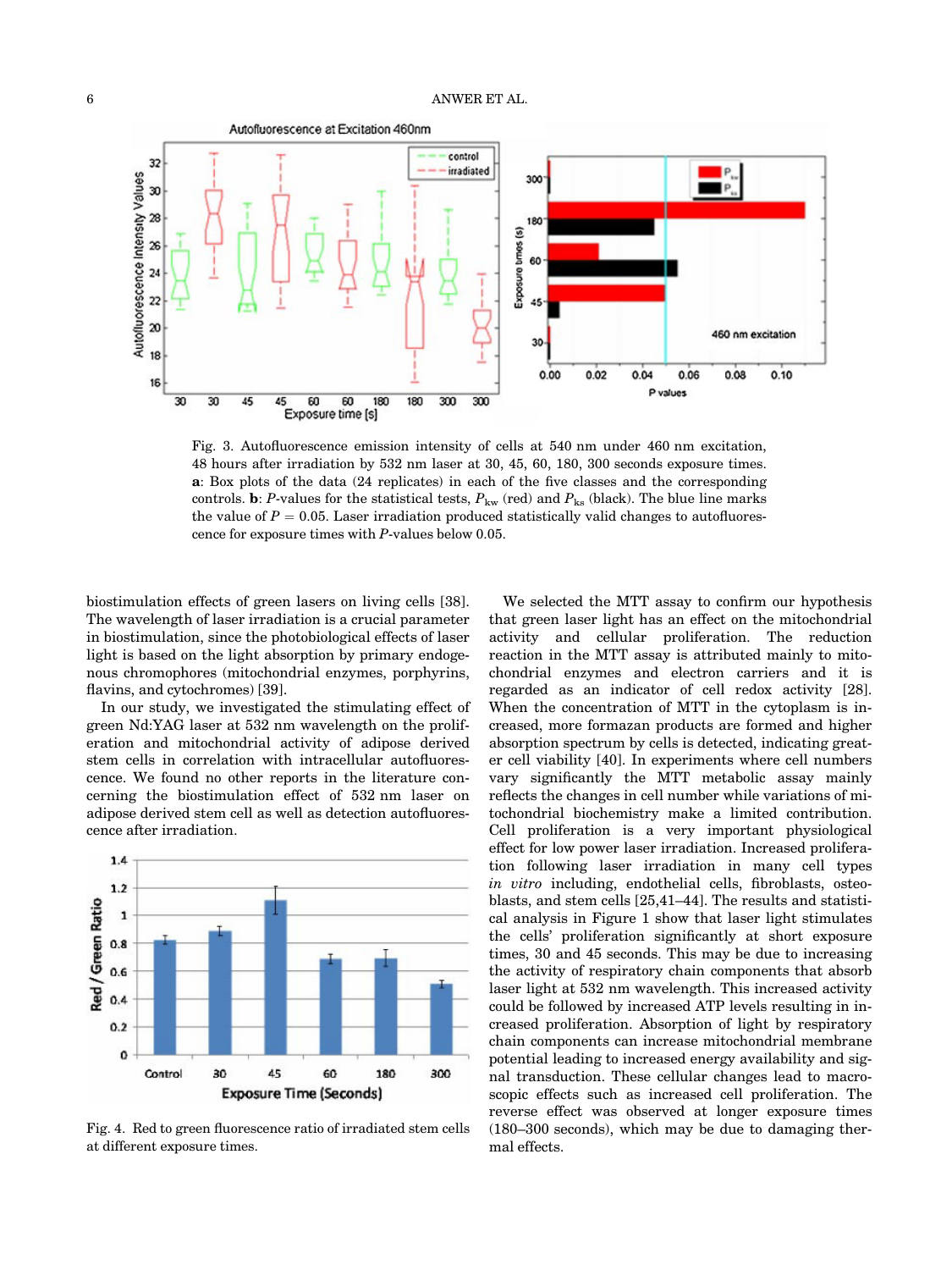Fig. 3. Autofluorescence emission intensity of cells at 540 nm under 460 nm excitation, 48 hours after irradiation by 532 nm laser at 30, 45, 60, 180, 300 seconds exposure times. **a**: Box plots of the data (24 replicates) in each of the five classes and the corresponding controls. **b**: *P*-values for the statistical tests, $P_{kw}$ (red) and $P_{ks}$ (black). The blue line marks the value of $P = 0.05$. Laser irradiation produced statistically valid changes to autofluorescence for exposure times with *P*-values below 0.05.

biostimulation effects of green lasers on living cells [38]. The wavelength of laser irradiation is a crucial parameter in biostimulation, since the photobiological effects of laser light is based on the light absorption by primary endogenous chromophores (mitochondrial enzymes, porphyrins, flavins, and cytochromes) [39].

In our study, we investigated the stimulating effect of green Nd:YAG laser at 532 nm wavelength on the proliferation and mitochondrial activity of adipose derived stem cells in correlation with intracellular autofluorescence. We found no other reports in the literature concerning the biostimulation effect of 532 nm laser on adipose derived stem cell as well as detection autofluorescence after irradiation.

Fig. 4. Red to green fluorescence ratio of irradiated stem cells at different exposure times.

We selected the MTT assay to confirm our hypothesis that green laser light has an effect on the mitochondrial activity and cellular proliferation. The reduction reaction in the MTT assay is attributed mainly to mitochondrial enzymes and electron carriers and it is regarded as an indicator of cell redox activity [28]. When the concentration of MTT in the cytoplasm is increased, more formazan products are formed and higher absorption spectrum by cells is detected, indicating greater cell viability [40]. In experiments where cell numbers vary significantly the MTT metabolic assay mainly reflects the changes in cell number while variations of mitochondrial biochemistry make a limited contribution. Cell proliferation is a very important physiological effect for low power laser irradiation. Increased proliferation following laser irradiation in many cell types *in vitro* including, endothelial cells, fibroblasts, osteoblasts, and stem cells [25,41–44]. The results and statistical analysis in Figure 1 show that laser light stimulates the cells' proliferation significantly at short exposure times, 30 and 45 seconds. This may be due to increasing the activity of respiratory chain components that absorb laser light at 532 nm wavelength. This increased activity could be followed by increased ATP levels resulting in increased proliferation. Absorption of light by respiratory chain components can increase mitochondrial membrane potential leading to increased energy availability and signal transduction. These cellular changes lead to macroscopic effects such as increased cell proliferation. The reverse effect was observed at longer exposure times (180–300 seconds), which may be due to damaging thermal effects.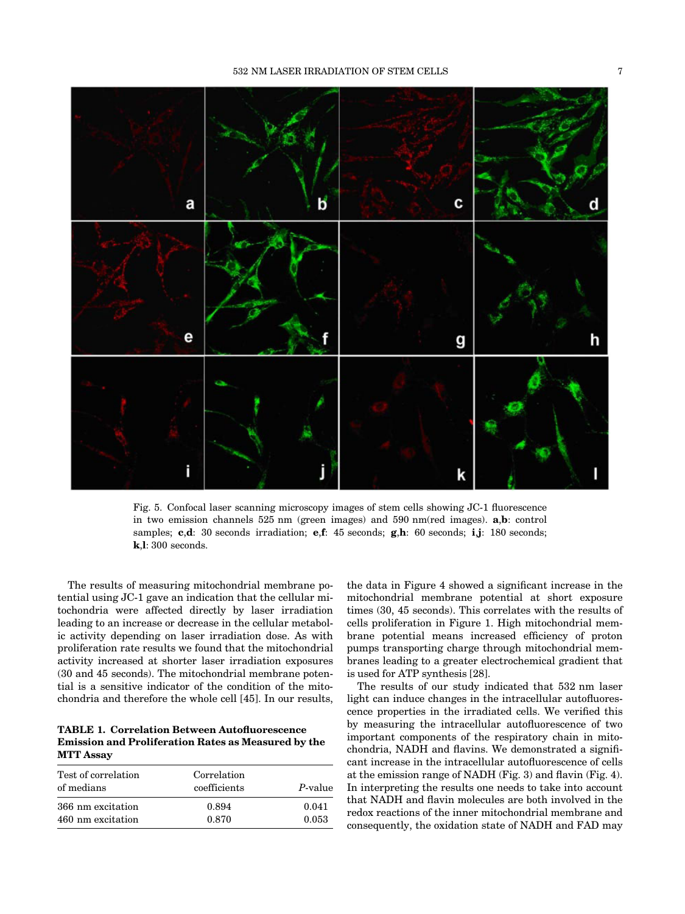Fig. 5. Confocal laser scanning microscopy images of stem cells showing JC-1 fluorescence in two emission channels 525 nm (green images) and 590 nm(red images). **a**,**b**: control samples; **c**,**d**: 30 seconds irradiation; **e**,**f**: 45 seconds; **g**,**h**: 60 seconds; **i**,**j**: 180 seconds; **k**,**l**: 300 seconds.

The results of measuring mitochondrial membrane potential using JC-1 gave an indication that the cellular mitochondria were affected directly by laser irradiation leading to an increase or decrease in the cellular metabolic activity depending on laser irradiation dose. As with proliferation rate results we found that the mitochondrial activity increased at shorter laser irradiation exposures (30 and 45 seconds). The mitochondrial membrane potential is a sensitive indicator of the condition of the mitochondria and therefore the whole cell [45]. In our results, the data in Figure 4 showed a significant increase in the mitochondrial membrane potential at short exposure times (30, 45 seconds). This correlates with the results of cells proliferation in Figure 1. High mitochondrial membrane potential means increased efficiency of proton pumps transporting charge through mitochondrial membranes leading to a greater electrochemical gradient that is used for ATP synthesis [28].

**TABLE 1. Correlation Between Autofluorescence Emission and Proliferation Rates as Measured by the MTT Assay**

| Test of correlation of medians | Correlation coefficients | *P*-value |
|---|---|---|
| 366 nm excitation | 0.894 | 0.041 |
| 460 nm excitation | 0.870 | 0.053 |

The results of our study indicated that 532 nm laser light can induce changes in the intracellular autofluorescence properties in the irradiated cells. We verified this by measuring the intracellular autofluorescence of two important components of the respiratory chain in mitochondria, NADH and flavins. We demonstrated a significant increase in the intracellular autofluorescence of cells at the emission range of NADH (Fig. 3) and flavin (Fig. 4). In interpreting the results one needs to take into account that NADH and flavin molecules are both involved in the redox reactions of the inner mitochondrial membrane and consequently, the oxidation state of NADH and FAD may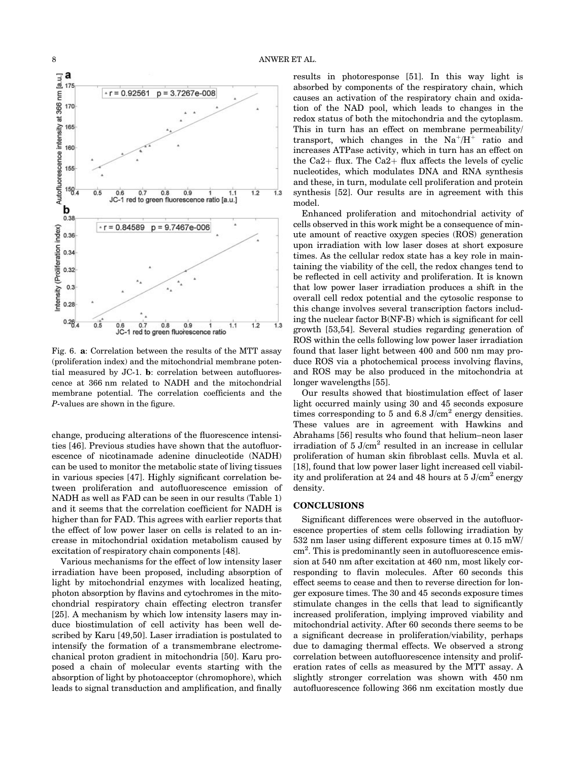Fig. 6. **a**: Correlation between the results of the MTT assay (proliferation index) and the mitochondrial membrane potential measured by JC-1. **b**: correlation between autofluorescence at 366 nm related to NADH and the mitochondrial membrane potential. The correlation coefficients and the *P*-values are shown in the figure.

change, producing alterations of the fluorescence intensities [46]. Previous studies have shown that the autofluorescence of nicotinamade adenine dinucleotide (NADH) can be used to monitor the metabolic state of living tissues in various species [47]. Highly significant correlation between proliferation and autofluorescence emission of NADH as well as FAD can be seen in our results (Table 1) and it seems that the correlation coefficient for NADH is higher than for FAD. This agrees with earlier reports that the effect of low power laser on cells is related to an increase in mitochondrial oxidation metabolism caused by excitation of respiratory chain components [48].

Various mechanisms for the effect of low intensity laser irradiation have been proposed, including absorption of light by mitochondrial enzymes with localized heating, photon absorption by flavins and cytochromes in the mitochondrial respiratory chain effecting electron transfer [25]. A mechanism by which low intensity lasers may induce biostimulation of cell activity has been well described by Karu [49,50]. Laser irradiation is postulated to intensify the formation of a transmembrane electromechanical proton gradient in mitochondria [50]. Karu proposed a chain of molecular events starting with the absorption of light by photoacceptor (chromophore), which leads to signal transduction and amplification, and finally results in photoresponse [51]. In this way light is absorbed by components of the respiratory chain, which causes an activation of the respiratory chain and oxidation of the NAD pool, which leads to changes in the redox status of both the mitochondria and the cytoplasm. This in turn has an effect on membrane permeability/transport, which changes in the $Na^+/H^+$ ratio and increases ATPase activity, which in turn has an effect on the Ca2+ flux. The Ca2+ flux affects the levels of cyclic nucleotides, which modulates DNA and RNA synthesis and these, in turn, modulate cell proliferation and protein synthesis [52]. Our results are in agreement with this model.

Enhanced proliferation and mitochondrial activity of cells observed in this work might be a consequence of minute amount of reactive oxygen species (ROS) generation upon irradiation with low laser doses at short exposure times. As the cellular redox state has a key role in maintaining the viability of the cell, the redox changes tend to be reflected in cell activity and proliferation. It is known that low power laser irradiation produces a shift in the overall cell redox potential and the cytosolic response to this change involves several transcription factors including the nuclear factor B(NF-B) which is significant for cell growth [53,54]. Several studies regarding generation of ROS within the cells following low power laser irradiation found that laser light between 400 and 500 nm may produce ROS via a photochemical process involving flavins, and ROS may be also produced in the mitochondria at longer wavelengths [55].

Our results showed that biostimulation effect of laser light occurred mainly using 30 and 45 seconds exposure times corresponding to 5 and 6.8 $J/cm^2$ energy densities. These values are in agreement with Hawkins and Abrahams [56] results who found that helium–neon laser irradiation of 5 $J/cm^2$ resulted in an increase in cellular proliferation of human skin fibroblast cells. Muvla et al. [18], found that low power laser light increased cell viability and proliferation at 24 and 48 hours at 5 $J/cm^2$ energy density.

## CONCLUSIONS

Significant differences were observed in the autofluorescence properties of stem cells following irradiation by 532 nm laser using different exposure times at 0.15 $mW/cm^2$. This is predominantly seen in autofluorescence emission at 540 nm after excitation at 460 nm, most likely corresponding to flavin molecules. After 60 seconds this effect seems to cease and then to reverse direction for longer exposure times. The 30 and 45 seconds exposure times stimulate changes in the cells that lead to significantly increased proliferation, implying improved viability and mitochondrial activity. After 60 seconds there seems to be a significant decrease in proliferation/viability, perhaps due to damaging thermal effects. We observed a strong correlation between autofluorescence intensity and proliferation rates of cells as measured by the MTT assay. A slightly stronger correlation was shown with 450 nm autofluorescence following 366 nm excitation mostly due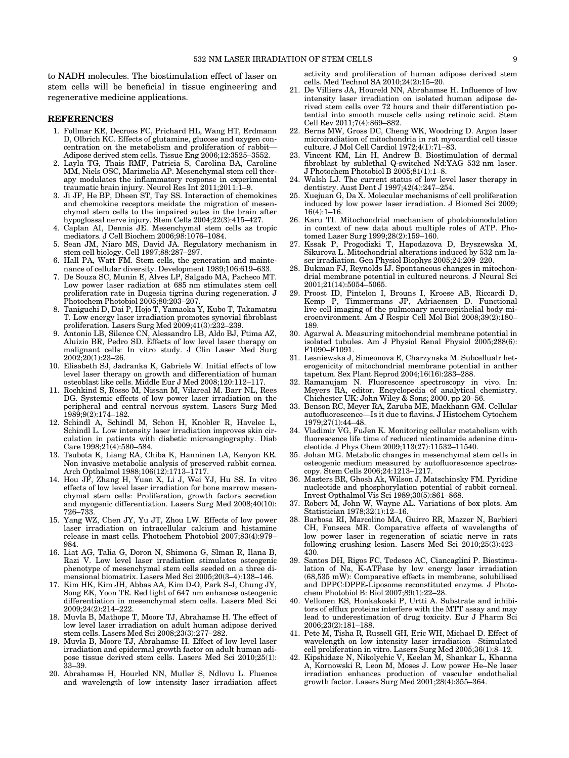to NADH molecules. The biostimulation effect of laser on stem cells will be beneficial in tissue engineering and regenerative medicine applications.

## REFERENCES

1. Follmar KE, Decroos FC, Prichard HL, Wang HT, Erdmann D, Olbrich KC. Effects of glutamine, glucose and oxygen concentration on the metabolism and proliferation of rabbit—Adipose derived stem cells. Tissue Eng 2006;12:3525–3552.
2. Layla TG, Thais RMF, Patricia S, Carolina BA, Caroline MM, Niels OSC, Marimelia AP. Mesenchymal stem cell therapy modulates the inflammatory response in experimental traumatic brain injury. Neurol Res Int 2011;2011:1–9.
3. Ji JF, He BP, Dheen ST, Tay SS. Interaction of chemokines and chemokine receptors meidate the migration of mesenchymal stem cells to the impaired sutes in the brain after hypoglossal nerve injury. Stem Cells 2004;22(3):415–427.
4. Caplan AI, Dennis JE. Mesenchymal stem cells as tropic mediators. J Cell Biochem 2006;98:1076–1084.
5. Sean JM, Niaro MS, David JA. Regulatory mechanism in stem cell biology. Cell 1997;88:287–297.
6. Hall PA, Watt FM. Stem cells, the generation and maintenance of cellular diversity. Development 1989;106:619–633.
7. De Souza SC, Munin E, Alves LP, Salgado MA, Pacheco MT. Low power laser radiation at 685 nm stimulates stem cell proliferation rate in Dugesia tigrina during regeneration. J Photochem Photobiol 2005;80:203–207.
8. Taniguchi D, Dai P, Hojo T, Yamaoka Y, Kubo T, Takamatsu T. Low energy laser irradiation promotes synovial fibroblast proliferation. Lasers Surg Med 2009;41(3):232–239.
9. Antonio LB, Silence CN, Alessandro LB, Aldo BJ, Ftima AZ, Aluizio BR, Pedro SD. Effects of low level laser therapy on malignant cells: In vitro study. J Clin Laser Med Surg 2002;20(1):23–26.
10. Elisabeth SJ, Jadranka K, Gabriele W. Initial effects of low level laser therapy on growth and differentiation of human osteoblast like cells. Middle Eur J Med 2008;120:112–117.
11. Rochkind S, Rosso M, Nissan M, Vilareal M. Barr NL, Rees DG. Systemic effects of low power laser irradiation on the peripheral and central nervous system. Lasers Surg Med 1989;9(2):174–182.
12. Schindl A, Schindl M, Schon H, Knobler R, Havelec L, Schindl L. Low intensity laser irradiation improves skin circulation in patients with diabetic microangiography. Diab Care 1998;21(4):580–584.
13. Tsubota K, Liang RA, Chiba K, Hanninen LA, Kenyon KR. Non invasive metabolic analysis of preserved rabbit cornea. Arch Opthalmol 1988;106(12):1713–1717.
14. Hou JF, Zhang H, Yuan X, Li J, Wei YJ, Hu SS. In vitro effects of low level laser irradiation for bone marrow mesenchymal stem cells: Proliferation, growth factors secretion and myogenic differentiation. Lasers Surg Med 2008;40(10): 726–733.
15. Yang WZ, Chen JY, Yu JT, Zhou LW. Effects of low power laser irradiation on intracellular calcium and histamine release in mast cells. Photochem Photobiol 2007;83(4):979–984.
16. Liat AG, Talia G, Doron N, Shimona G, Slman R, Ilana B, Razi V. Low level laser irradiation stimulates osteogenic phenotype of mesenchymal stem cells seeded on a three dimensional biomatrix. Lasers Med Sci 2005;20(3–4):138–146.
17. Kim HK, Kim JH, Abbas AA, Kim D-O, Park S-J, Chung JY, Song EK, Yoon TR. Red light of 647 nm enhances osteogenic differentiation in mesenchymal stem cells. Lasers Med Sci 2009;24(2):214–222.
18. Muvla B, Mathope T, Moore TJ, Abrahamse H. The effect of low level laser irradiation on adult human adipose derived stem cells. Lasers Med Sci 2008;23(3):277–282.
19. Muvla B, Moore TJ, Abrahamse H. Effect of low level laser irradiation and epidermal growth factor on adult human adipose tissue derived stem cells. Lasers Med Sci 2010;25(1): 33–39.
20. Abrahamse H, Hourled NN, Muller S, Ndlovu L. Fluence and wavelength of low intensity laser irradiation affect activity and proliferation of human adipose derived stem cells. Med Technol SA 2010;24(2):15–20.
21. De Villiers JA, Houreld NN, Abrahamse H. Influence of low intensity laser irradiation on isolated human adipose derived stem cells over 72 hours and their differentiation potential into smooth muscle cells using retinoic acid. Stem Cell Rev 2011;7(4):869–882.
22. Berns MW, Gross DC, Cheng WK, Woodring D. Argon laser microirradiation of mitochondria in rat myocardial cell tissue culture. J Mol Cell Cardiol 1972;4(1):71–83.
23. Vincent KM, Lin H, Andrew B. Biostimulation of dermal fibroblast by sublethal Q-switched Nd:YAG 532 nm laser. J Photochem Photobiol B 2005;81(1):1–8.
24. Walsh LJ. The current status of low level laser therapy in dentistry. Aust Dent J 1997;42(4):247–254.
25. Xuejuan G, Da X. Molecular mechanisms of cell proliferation induced by low power laser irradiation. J Biomed Sci 2009; 16(4):1–16.
26. Karu TI. Mitochondrial mechanism of photobiomodulation in context of new data about multiple roles of ATP. Photomed Laser Surg 1999;28(2):159–160.
27. Kssak P, Progodizki T, Hapodazova D, Bryszewska M, Sikurova L. Mitochondrial alterations induced by 532 nm laser irradiation. Gen Physiol Biophys 2005;24:209–220.
28. Bukman FJ, Reynolds IJ. Spontaneous changes in mitochondrial membrane potential in cultured neurons. J Neural Sci 2001;21(14):5054–5065.
29. Proost ID, Pintelon I, Brouns I, Kroese AB, Riccardi D, Kemp P, Timmermans JP, Adriaensen D. Functional live cell imaging of the pulmonary neuroepithelial body microenvironment. Am J Respir Cell Mol Biol 2008;39(2):180–189.
30. Agarwal A. Measuring mitochondrial membrane potential in isolated tubules. Am J Physiol Renal Physiol 2005;288(6): F1090–F1091.
31. Lesniewska J, Simeonova E, Charzynska M. Subcellualr heterogenicity of mitochondrial membrane potential in anther tapetum. Sex Plant Reprod 2004;16(16):283–288.
32. Ramanujam N. Fluorescence spectroscopy in vivo. In: Meyers RA, editor. Encyclopedia of analytical chemistry. Chichester UK: John Wiley & Sons; 2000. pp 20–56.
33. Benson RC, Meyer RA, Zaruba ME, Mackhann GM. Cellular autofluorescence—Is it due to flavins. J Histochem Cytochem 1979;27(1):44–48.
34. Vladimir VG, FuJen K. Monitoring cellular metabolism with fluorescence life time of reduced nicotinamide adenine dinucleotide. J Phys Chem 2009;113(27):11532–11540.
35. Johan MG. Metabolic changes in mesenchymal stem cells in osteogenic medium measured by autofluorescence spectroscopy. Stem Cells 2006;24:1213–1217.
36. Masters BR, Ghosh Ak, Wilson J, Matschinsky FM. Pyridine nucleotide and phosphorylation potential of rabbit corneal. Invest Opthalmol Vis Sci 1989;30(5):861–868.
37. Robert M, John W, Wayne AL. Variations of box plots. Am Statistician 1978;32(1):12–16.
38. Barbosa RI, Marcolino MA, Guirro RR, Mazzer N, Barbieri CH, Fonseca MR. Comparative effects of wavelengths of low power laser in regeneration of sciatic nerve in rats following crushing lesion. Lasers Med Sci 2010;25(3):423–430.
39. Santos DH, Rigos FC, Tedesco AC, Ciancaglini P. Biostimulation of Na, K-ATPase by low energy laser irradiation (68,535 mW): Comparative effects in membrane, solubilised and DPPC:DPPE-Liposome reconstituted enzyme. J Photochem Photobiol B: Biol 2007;89(1):22–28.
40. Vellonen KS, Honkakoski P, Urtti A. Substrate and inhibitors of efflux proteins interfere with the MTT assay and may lead to underestimation of drug toxicity. Eur J Pharm Sci 2006;23(2):181–188.
41. Pete M, Tisha R, Russell GH, Eric WH, Michael D. Effect of wavelength on low intensity laser irradiation—Stimulated cell proliferation in vitro. Lasers Surg Med 2005;36(1):8–12.
42. Kipshidaze N, Nikolychic V, Keelan M, Shankar L, Khanna A, Kornowski R, Leon M, Moses J. Low power He–Ne laser irradiation enhances production of vascular endothelial growth factor. Lasers Surg Med 2001;28(4):355–364.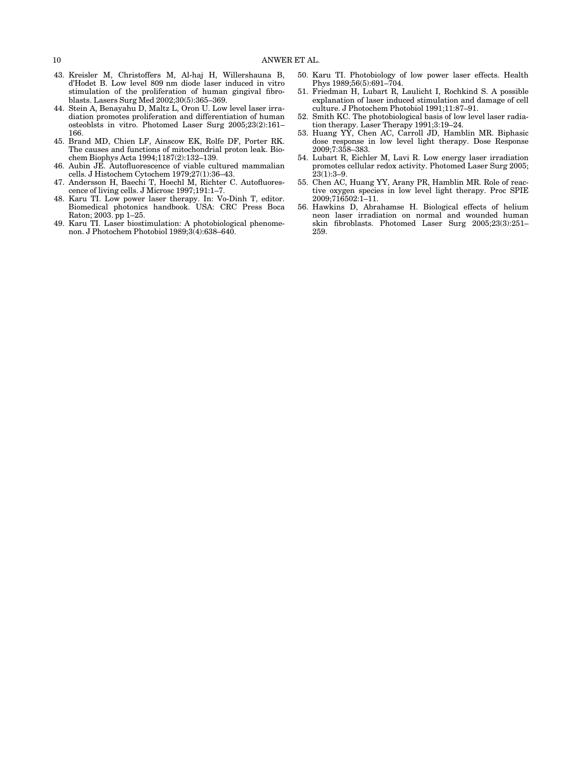43. Kreisler M, Christoffers M, Al-haj H, Willershauna B, d'Hodet B. Low level 809 nm diode laser induced in vitro stimulation of the proliferation of human gingival fibroblasts. Lasers Surg Med 2002;30(5):365–369.
44. Stein A, Benayahu D, Maltz L, Oron U. Low level laser irradiation promotes proliferation and differentiation of human osteoblsts in vitro. Photomed Laser Surg 2005;23(2):161–166.
45. Brand MD, Chien LF, Ainscow EK, Rolfe DF, Porter RK. The causes and functions of mitochondrial proton leak. Biochem Biophys Acta 1994;1187(2):132–139.
46. Aubin JE. Autofluorescence of viable cultured mammalian cells. J Histochem Cytochem 1979;27(1):36–43.
47. Andersson H, Baechi T, Hoechl M, Richter C. Autofluorescence of living cells. J Microsc 1997;191:1–7.
48. Karu TI. Low power laser therapy. In: Vo-Dinh T, editor. Biomedical photonics handbook. USA: CRC Press Boca Raton; 2003. pp 1–25.
49. Karu TI. Laser biostimulation: A photobiological phenomenon. J Photochem Photobiol 1989;3(4):638–640.
50. Karu TI. Photobiology of low power laser effects. Health Phys 1989;56(5):691–704.
51. Friedman H, Lubart R, Laulicht I, Rochkind S. A possible explanation of laser induced stimulation and damage of cell culture. J Photochem Photobiol 1991;11:87–91.
52. Smith KC. The photobiological basis of low level laser radiation therapy. Laser Therapy 1991;3:19–24.
53. Huang YY, Chen AC, Carroll JD, Hamblin MR. Biphasic dose response in low level light therapy. Dose Response 2009;7:358–383.
54. Lubart R, Eichler M, Lavi R. Low energy laser irradiation promotes cellular redox activity. Photomed Laser Surg 2005;23(1):3–9.
55. Chen AC, Huang YY, Arany PR, Hamblin MR. Role of reactive oxygen species in low level light therapy. Proc SPIE 2009;716502:1–11.
56. Hawkins D, Abrahamse H. Biological effects of helium neon laser irradiation on normal and wounded human skin fibroblasts. Photomed Laser Surg 2005;23(3):251–259.